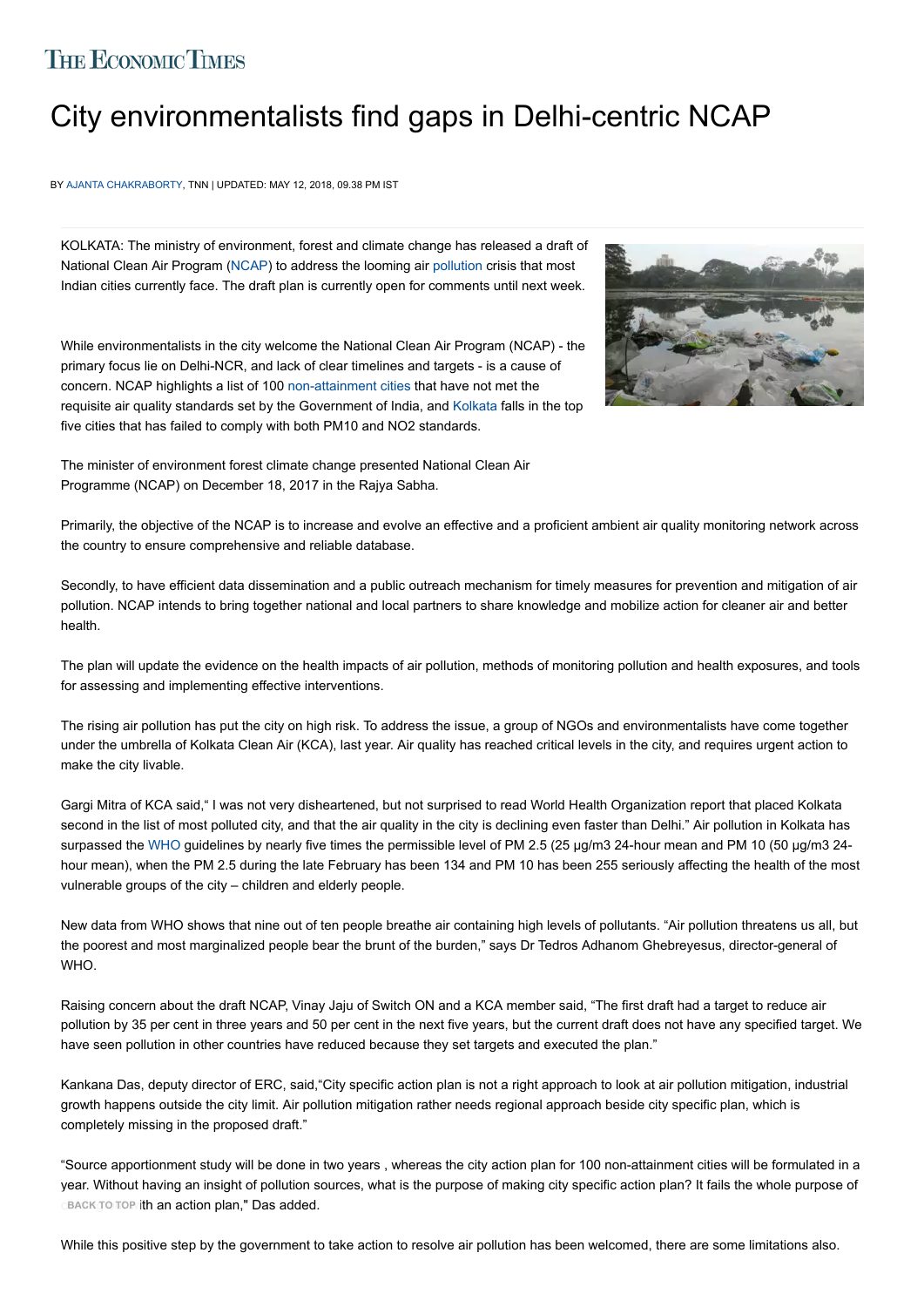THE ECONOMIC TIMES

# City environmentalists find gaps in Delhi-centric NCAP

BY AJANTA CHAKRABORTY, TNN | UPDATED: MAY 12, 2018, 09.38 PM IST

KOLKATA: The ministry of environment, forest and climate change has released a draft of National Clean Air Program (NCAP) to address the looming air pollution crisis that most Indian cities currently face. The draft plan is currently open for comments until next week.

While environmentalists in the city welcome the National Clean Air Program (NCAP) - the primary focus lie on Delhi-NCR, and lack of clear timelines and targets - is a cause of concern. NCAP highlights a list of 100 non-attainment cities that have not met the requisite air quality standards set by the Government of India, and Kolkata falls in the top five cities that has failed to comply with both PM10 and NO2 standards.

The minister of environment forest climate change presented National Clean Air Programme (NCAP) on December 18, 2017 in the Rajya Sabha.

Primarily, the objective of the NCAP is to increase and evolve an effective and a proficient ambient air quality monitoring network across the country to ensure comprehensive and reliable database.

Secondly, to have efficient data dissemination and a public outreach mechanism for timely measures for prevention and mitigation of air pollution. NCAP intends to bring together national and local partners to share knowledge and mobilize action for cleaner air and better health.

The plan will update the evidence on the health impacts of air pollution, methods of monitoring pollution and health exposures, and tools for assessing and implementing effective interventions.

The rising air pollution has put the city on high risk. To address the issue, a group of NGOs and environmentalists have come together under the umbrella of Kolkata Clean Air (KCA), last year. Air quality has reached critical levels in the city, and requires urgent action to make the city livable.

Gargi Mitra of KCA said," I was not very disheartened, but not surprised to read World Health Organization report that placed Kolkata second in the list of most polluted city, and that the air quality in the city is declining even faster than Delhi." Air pollution in Kolkata has surpassed the WHO guidelines by nearly five times the permissible level of PM 2.5 (25 μg/m3 24-hour mean and PM 10 (50 μg/m3 24-hour mean), when the PM 2.5 during the late February has been 134 and PM 10 has been 255 seriously affecting the health of the most vulnerable groups of the city – children and elderly people.

New data from WHO shows that nine out of ten people breathe air containing high levels of pollutants. "Air pollution threatens us all, but the poorest and most marginalized people bear the brunt of the burden," says Dr Tedros Adhanom Ghebreyesus, director-general of WHO.

Raising concern about the draft NCAP, Vinay Jaju of Switch ON and a KCA member said, "The first draft had a target to reduce air pollution by 35 per cent in three years and 50 per cent in the next five years, but the current draft does not have any specified target. We have seen pollution in other countries have reduced because they set targets and executed the plan."

Kankana Das, deputy director of ERC, said,"City specific action plan is not a right approach to look at air pollution mitigation, industrial growth happens outside the city limit. Air pollution mitigation rather needs regional approach beside city specific plan, which is completely missing in the proposed draft."

"Source apportionment study will be done in two years , whereas the city action plan for 100 non-attainment cities will be formulated in a year. Without having an insight of pollution sources, what is the purpose of making city specific action plan? It fails the whole purpose of ...ith an action plan," Das added.

While this positive step by the government to take action to resolve air pollution has been welcomed, there are some limitations also.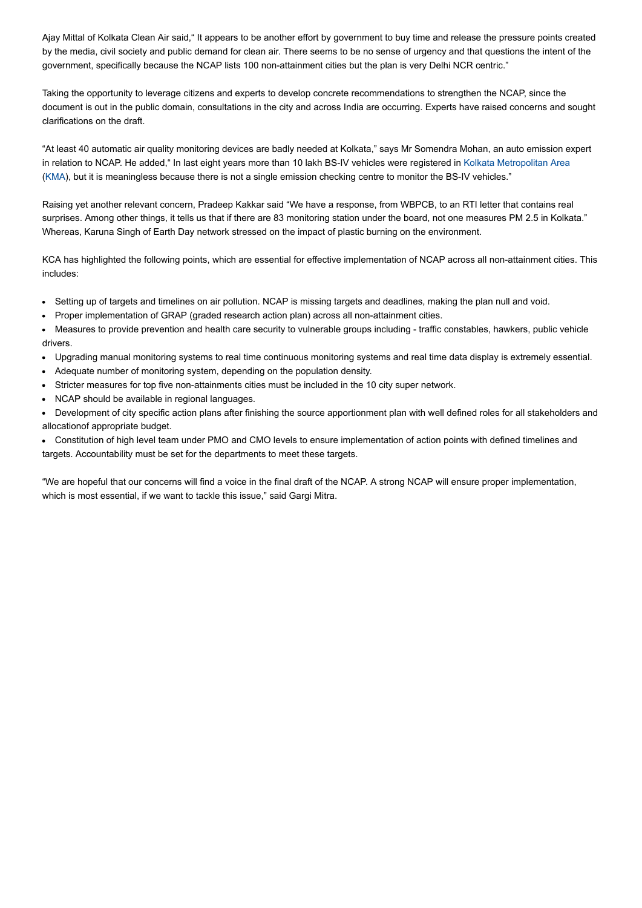Ajay Mittal of Kolkata Clean Air said,“ It appears to be another effort by government to buy time and release the pressure points created by the media, civil society and public demand for clean air. There seems to be no sense of urgency and that questions the intent of the government, specifically because the NCAP lists 100 non-attainment cities but the plan is very Delhi NCR centric.”

Taking the opportunity to leverage citizens and experts to develop concrete recommendations to strengthen the NCAP, since the document is out in the public domain, consultations in the city and across India are occurring. Experts have raised concerns and sought clarifications on the draft.

“At least 40 automatic air quality monitoring devices are badly needed at Kolkata,” says Mr Somendra Mohan, an auto emission expert in relation to NCAP. He added,“ In last eight years more than 10 lakh BS-IV vehicles were registered in Kolkata Metropolitan Area (KMA), but it is meaningless because there is not a single emission checking centre to monitor the BS-IV vehicles.”

Raising yet another relevant concern, Pradeep Kakkar said “We have a response, from WBPCB, to an RTI letter that contains real surprises. Among other things, it tells us that if there are 83 monitoring station under the board, not one measures PM 2.5 in Kolkata.” Whereas, Karuna Singh of Earth Day network stressed on the impact of plastic burning on the environment.

KCA has highlighted the following points, which are essential for effective implementation of NCAP across all non-attainment cities. This includes:

- Setting up of targets and timelines on air pollution. NCAP is missing targets and deadlines, making the plan null and void.
- Proper implementation of GRAP (graded research action plan) across all non-attainment cities.
- Measures to provide prevention and health care security to vulnerable groups including - traffic constables, hawkers, public vehicle drivers.
- Upgrading manual monitoring systems to real time continuous monitoring systems and real time data display is extremely essential.
- Adequate number of monitoring system, depending on the population density.
- Stricter measures for top five non-attainments cities must be included in the 10 city super network.
- NCAP should be available in regional languages.
- Development of city specific action plans after finishing the source apportionment plan with well defined roles for all stakeholders and allocationof appropriate budget.
- Constitution of high level team under PMO and CMO levels to ensure implementation of action points with defined timelines and targets. Accountability must be set for the departments to meet these targets.

“We are hopeful that our concerns will find a voice in the final draft of the NCAP. A strong NCAP will ensure proper implementation, which is most essential, if we want to tackle this issue,” said Gargi Mitra.